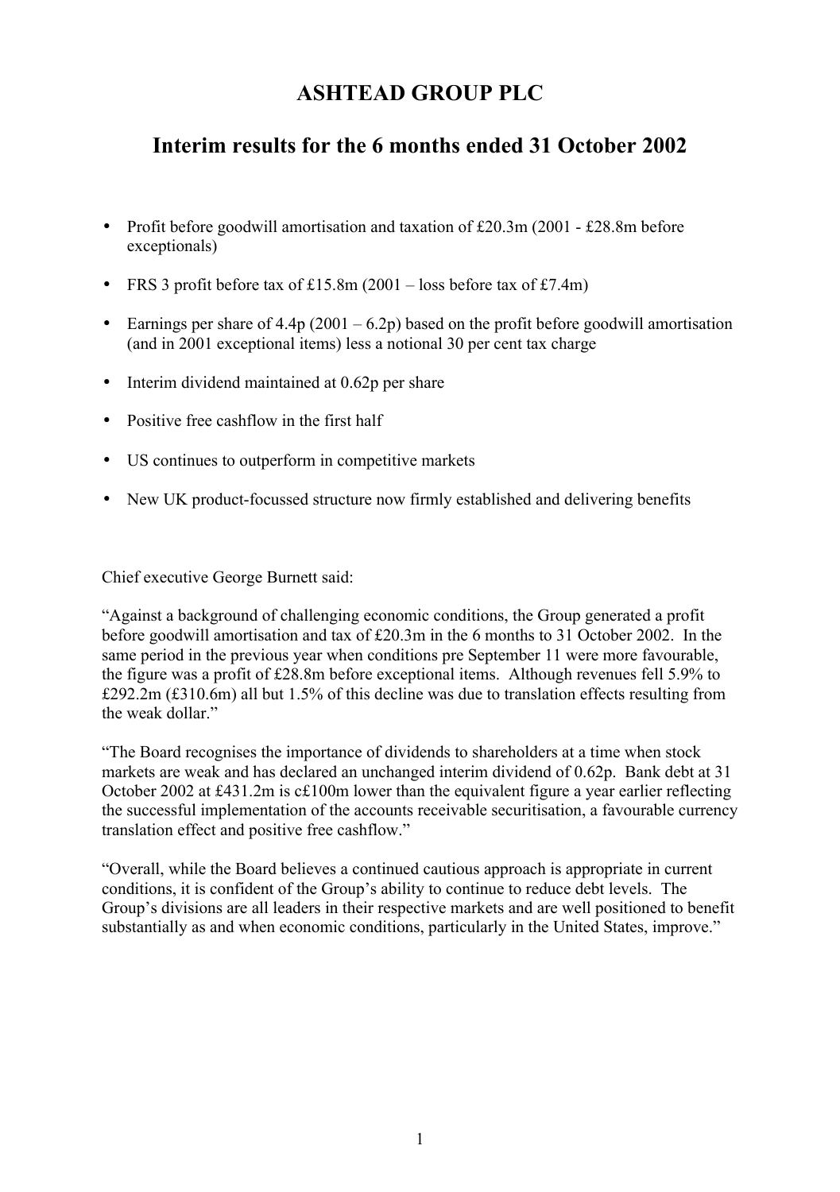# ASHTEAD GROUP PLC

## Interim results for the 6 months ended 31 October 2002

- Profit before goodwill amortisation and taxation of £20.3m (2001 - £28.8m before exceptionals)
- FRS 3 profit before tax of £15.8m (2001 – loss before tax of £7.4m)
- Earnings per share of 4.4p (2001 – 6.2p) based on the profit before goodwill amortisation (and in 2001 exceptional items) less a notional 30 per cent tax charge
- Interim dividend maintained at 0.62p per share
- Positive free cashflow in the first half
- US continues to outperform in competitive markets
- New UK product-focussed structure now firmly established and delivering benefits

Chief executive George Burnett said:

"Against a background of challenging economic conditions, the Group generated a profit before goodwill amortisation and tax of £20.3m in the 6 months to 31 October 2002. In the same period in the previous year when conditions pre September 11 were more favourable, the figure was a profit of £28.8m before exceptional items. Although revenues fell 5.9% to £292.2m (£310.6m) all but 1.5% of this decline was due to translation effects resulting from the weak dollar."

"The Board recognises the importance of dividends to shareholders at a time when stock markets are weak and has declared an unchanged interim dividend of 0.62p. Bank debt at 31 October 2002 at £431.2m is c£100m lower than the equivalent figure a year earlier reflecting the successful implementation of the accounts receivable securitisation, a favourable currency translation effect and positive free cashflow."

"Overall, while the Board believes a continued cautious approach is appropriate in current conditions, it is confident of the Group's ability to continue to reduce debt levels. The Group's divisions are all leaders in their respective markets and are well positioned to benefit substantially as and when economic conditions, particularly in the United States, improve."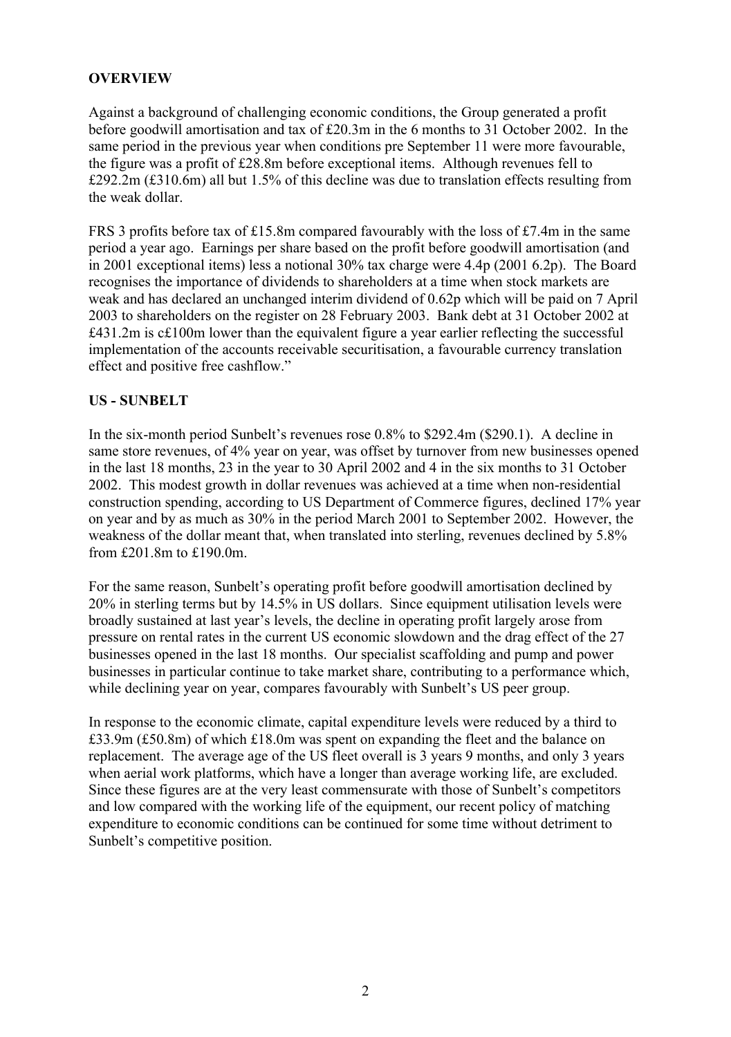**OVERVIEW**

Against a background of challenging economic conditions, the Group generated a profit before goodwill amortisation and tax of £20.3m in the 6 months to 31 October 2002. In the same period in the previous year when conditions pre September 11 were more favourable, the figure was a profit of £28.8m before exceptional items. Although revenues fell to £292.2m (£310.6m) all but 1.5% of this decline was due to translation effects resulting from the weak dollar.

FRS 3 profits before tax of £15.8m compared favourably with the loss of £7.4m in the same period a year ago. Earnings per share based on the profit before goodwill amortisation (and in 2001 exceptional items) less a notional 30% tax charge were 4.4p (2001 6.2p). The Board recognises the importance of dividends to shareholders at a time when stock markets are weak and has declared an unchanged interim dividend of 0.62p which will be paid on 7 April 2003 to shareholders on the register on 28 February 2003. Bank debt at 31 October 2002 at £431.2m is c£100m lower than the equivalent figure a year earlier reflecting the successful implementation of the accounts receivable securitisation, a favourable currency translation effect and positive free cashflow."

**US - SUNBELT**

In the six-month period Sunbelt's revenues rose 0.8% to $292.4m ($290.1). A decline in same store revenues, of 4% year on year, was offset by turnover from new businesses opened in the last 18 months, 23 in the year to 30 April 2002 and 4 in the six months to 31 October 2002. This modest growth in dollar revenues was achieved at a time when non-residential construction spending, according to US Department of Commerce figures, declined 17% year on year and by as much as 30% in the period March 2001 to September 2002. However, the weakness of the dollar meant that, when translated into sterling, revenues declined by 5.8% from £201.8m to £190.0m.

For the same reason, Sunbelt's operating profit before goodwill amortisation declined by 20% in sterling terms but by 14.5% in US dollars. Since equipment utilisation levels were broadly sustained at last year's levels, the decline in operating profit largely arose from pressure on rental rates in the current US economic slowdown and the drag effect of the 27 businesses opened in the last 18 months. Our specialist scaffolding and pump and power businesses in particular continue to take market share, contributing to a performance which, while declining year on year, compares favourably with Sunbelt's US peer group.

In response to the economic climate, capital expenditure levels were reduced by a third to £33.9m (£50.8m) of which £18.0m was spent on expanding the fleet and the balance on replacement. The average age of the US fleet overall is 3 years 9 months, and only 3 years when aerial work platforms, which have a longer than average working life, are excluded. Since these figures are at the very least commensurate with those of Sunbelt's competitors and low compared with the working life of the equipment, our recent policy of matching expenditure to economic conditions can be continued for some time without detriment to Sunbelt's competitive position.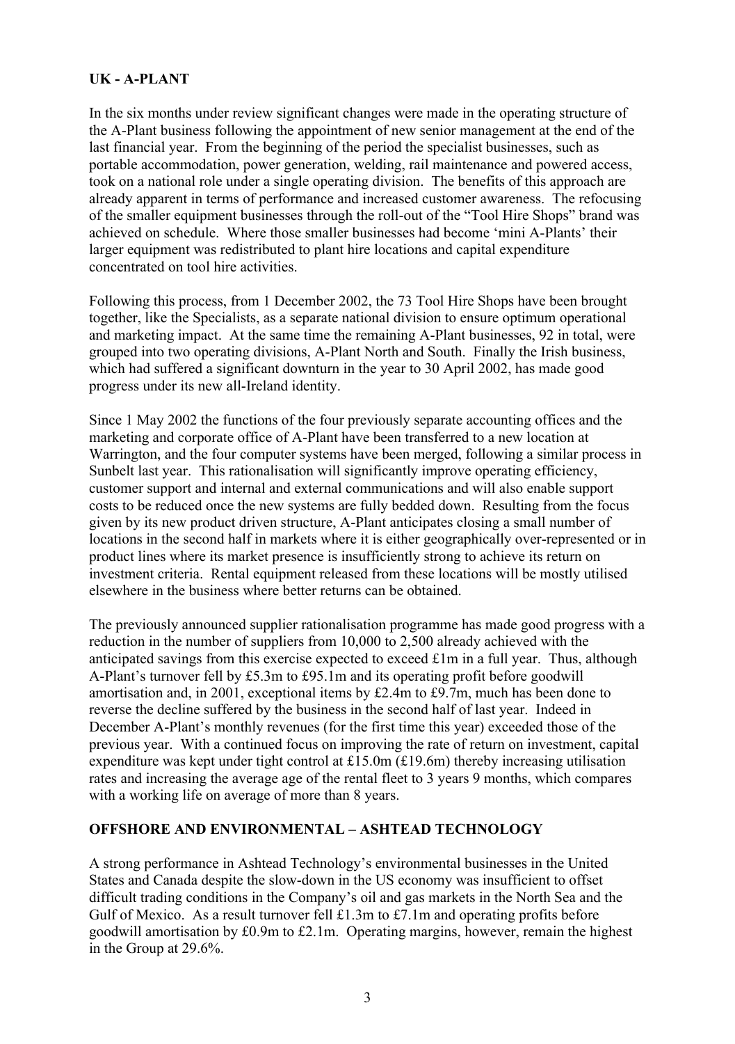**UK - A-PLANT**

In the six months under review significant changes were made in the operating structure of the A-Plant business following the appointment of new senior management at the end of the last financial year. From the beginning of the period the specialist businesses, such as portable accommodation, power generation, welding, rail maintenance and powered access, took on a national role under a single operating division. The benefits of this approach are already apparent in terms of performance and increased customer awareness. The refocusing of the smaller equipment businesses through the roll-out of the "Tool Hire Shops" brand was achieved on schedule. Where those smaller businesses had become 'mini A-Plants' their larger equipment was redistributed to plant hire locations and capital expenditure concentrated on tool hire activities.

Following this process, from 1 December 2002, the 73 Tool Hire Shops have been brought together, like the Specialists, as a separate national division to ensure optimum operational and marketing impact. At the same time the remaining A-Plant businesses, 92 in total, were grouped into two operating divisions, A-Plant North and South. Finally the Irish business, which had suffered a significant downturn in the year to 30 April 2002, has made good progress under its new all-Ireland identity.

Since 1 May 2002 the functions of the four previously separate accounting offices and the marketing and corporate office of A-Plant have been transferred to a new location at Warrington, and the four computer systems have been merged, following a similar process in Sunbelt last year. This rationalisation will significantly improve operating efficiency, customer support and internal and external communications and will also enable support costs to be reduced once the new systems are fully bedded down. Resulting from the focus given by its new product driven structure, A-Plant anticipates closing a small number of locations in the second half in markets where it is either geographically over-represented or in product lines where its market presence is insufficiently strong to achieve its return on investment criteria. Rental equipment released from these locations will be mostly utilised elsewhere in the business where better returns can be obtained.

The previously announced supplier rationalisation programme has made good progress with a reduction in the number of suppliers from 10,000 to 2,500 already achieved with the anticipated savings from this exercise expected to exceed £1m in a full year. Thus, although A-Plant's turnover fell by £5.3m to £95.1m and its operating profit before goodwill amortisation and, in 2001, exceptional items by £2.4m to £9.7m, much has been done to reverse the decline suffered by the business in the second half of last year. Indeed in December A-Plant's monthly revenues (for the first time this year) exceeded those of the previous year. With a continued focus on improving the rate of return on investment, capital expenditure was kept under tight control at £15.0m (£19.6m) thereby increasing utilisation rates and increasing the average age of the rental fleet to 3 years 9 months, which compares with a working life on average of more than 8 years.

**OFFSHORE AND ENVIRONMENTAL – ASHTEAD TECHNOLOGY**

A strong performance in Ashtead Technology's environmental businesses in the United States and Canada despite the slow-down in the US economy was insufficient to offset difficult trading conditions in the Company's oil and gas markets in the North Sea and the Gulf of Mexico. As a result turnover fell £1.3m to £7.1m and operating profits before goodwill amortisation by £0.9m to £2.1m. Operating margins, however, remain the highest in the Group at 29.6%.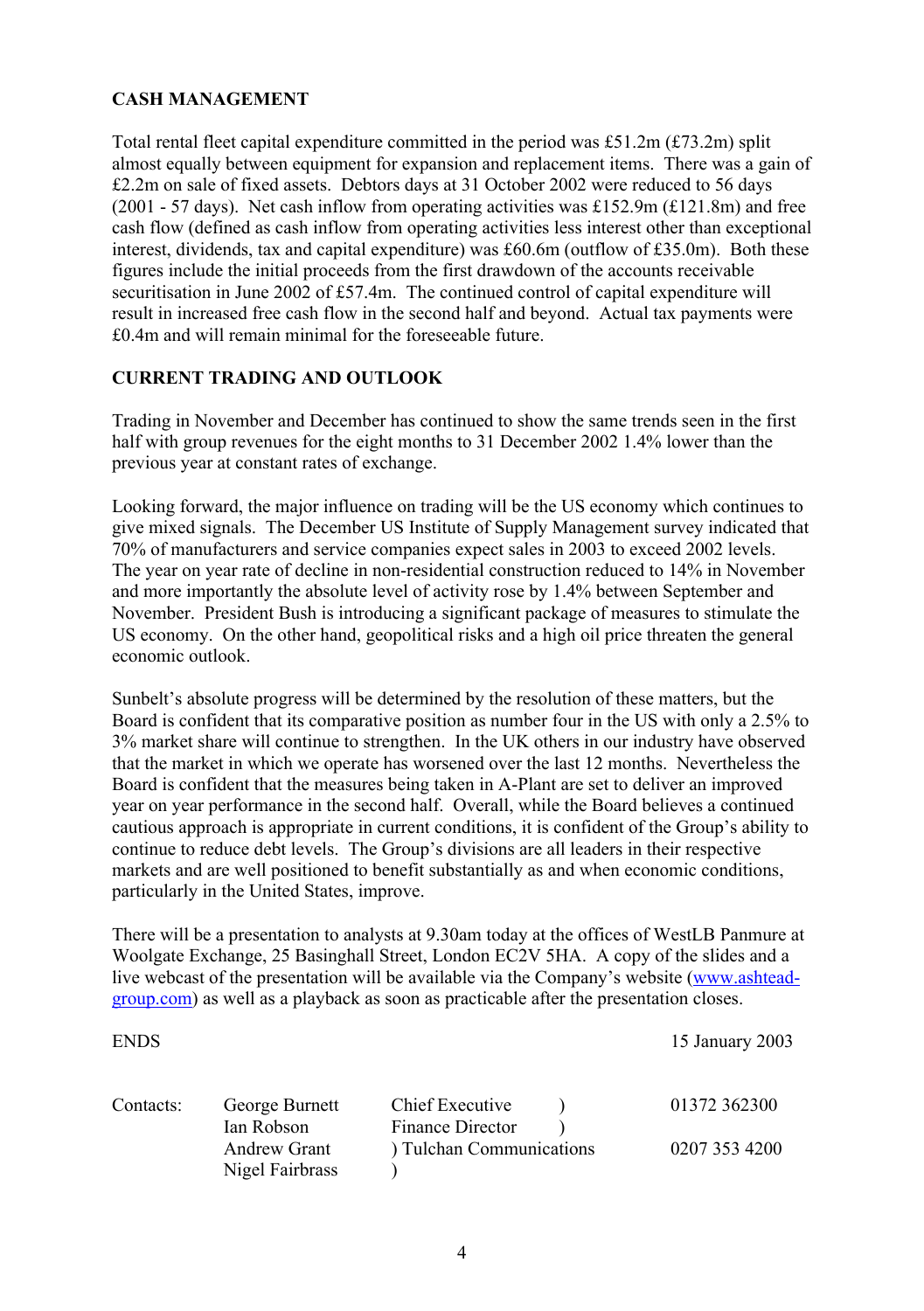## CASH MANAGEMENT

Total rental fleet capital expenditure committed in the period was £51.2m (£73.2m) split almost equally between equipment for expansion and replacement items. There was a gain of £2.2m on sale of fixed assets. Debtors days at 31 October 2002 were reduced to 56 days (2001 - 57 days). Net cash inflow from operating activities was £152.9m (£121.8m) and free cash flow (defined as cash inflow from operating activities less interest other than exceptional interest, dividends, tax and capital expenditure) was £60.6m (outflow of £35.0m). Both these figures include the initial proceeds from the first drawdown of the accounts receivable securitisation in June 2002 of £57.4m. The continued control of capital expenditure will result in increased free cash flow in the second half and beyond. Actual tax payments were £0.4m and will remain minimal for the foreseeable future.

## CURRENT TRADING AND OUTLOOK

Trading in November and December has continued to show the same trends seen in the first half with group revenues for the eight months to 31 December 2002 1.4% lower than the previous year at constant rates of exchange.

Looking forward, the major influence on trading will be the US economy which continues to give mixed signals. The December US Institute of Supply Management survey indicated that 70% of manufacturers and service companies expect sales in 2003 to exceed 2002 levels. The year on year rate of decline in non-residential construction reduced to 14% in November and more importantly the absolute level of activity rose by 1.4% between September and November. President Bush is introducing a significant package of measures to stimulate the US economy. On the other hand, geopolitical risks and a high oil price threaten the general economic outlook.

Sunbelt's absolute progress will be determined by the resolution of these matters, but the Board is confident that its comparative position as number four in the US with only a 2.5% to 3% market share will continue to strengthen. In the UK others in our industry have observed that the market in which we operate has worsened over the last 12 months. Nevertheless the Board is confident that the measures being taken in A-Plant are set to deliver an improved year on year performance in the second half. Overall, while the Board believes a continued cautious approach is appropriate in current conditions, it is confident of the Group's ability to continue to reduce debt levels. The Group's divisions are all leaders in their respective markets and are well positioned to benefit substantially as and when economic conditions, particularly in the United States, improve.

There will be a presentation to analysts at 9.30am today at the offices of WestLB Panmure at Woolgate Exchange, 25 Basinghall Street, London EC2V 5HA. A copy of the slides and a live webcast of the presentation will be available via the Company's website (www.ashtead-group.com) as well as a playback as soon as practicable after the presentation closes.

ENDS 15 January 2003

| Contacts: | George Burnett | Chief Executive ) | 01372 362300 |
|---|---|---|---|
| | Ian Robson | Finance Director ) | |
| | Andrew Grant | ) Tulchan Communications | 0207 353 4200 |
| | Nigel Fairbrass | ) | |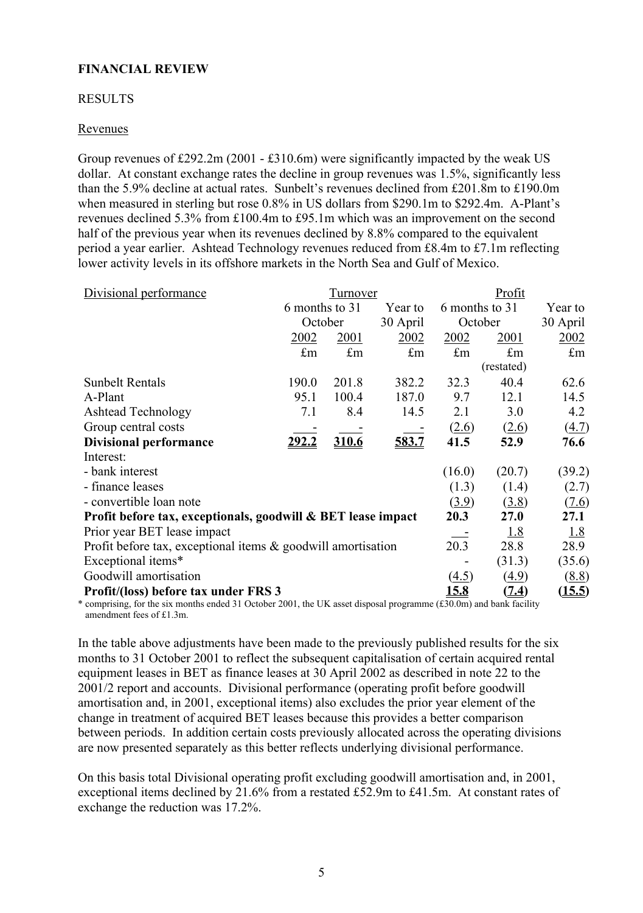## FINANCIAL REVIEW

### RESULTS

#### Revenues

Group revenues of £292.2m (2001 - £310.6m) were significantly impacted by the weak US dollar. At constant exchange rates the decline in group revenues was 1.5%, significantly less than the 5.9% decline at actual rates. Sunbelt's revenues declined from £201.8m to £190.0m when measured in sterling but rose 0.8% in US dollars from \$290.1m to \$292.4m. A-Plant's revenues declined 5.3% from £100.4m to £95.1m which was an improvement on the second half of the previous year when its revenues declined by 8.8% compared to the equivalent period a year earlier. Ashtead Technology revenues reduced from £8.4m to £7.1m reflecting lower activity levels in its offshore markets in the North Sea and Gulf of Mexico.

| Divisional performance | Turnover | | | Profit | | |
|---|---|---|---|---|---|---|
| | 6 months to 31 October | | Year to 30 April | 6 months to 31 October | | Year to 30 April |
| | 2002 | 2001 | 2002 | 2002 | 2001 | 2002 |
| | £m | £m | £m | £m | £m (restated) | £m |
| Sunbelt Rentals | 190.0 | 201.8 | 382.2 | 32.3 | 40.4 | 62.6 |
| A-Plant | 95.1 | 100.4 | 187.0 | 9.7 | 12.1 | 14.5 |
| Ashtead Technology | 7.1 | 8.4 | 14.5 | 2.1 | 3.0 | 4.2 |
| Group central costs | - | - | - | (2.6) | (2.6) | (4.7) |
| **Divisional performance** | **292.2** | **310.6** | **583.7** | **41.5** | **52.9** | **76.6** |
| Interest: | | | | | | |
| - bank interest | | | | (16.0) | (20.7) | (39.2) |
| - finance leases | | | | (1.3) | (1.4) | (2.7) |
| - convertible loan note | | | | (3.9) | (3.8) | (7.6) |
| **Profit before tax, exceptionals, goodwill & BET lease impact** | | | | **20.3** | **27.0** | **27.1** |
| Prior year BET lease impact | | | | - | 1.8 | 1.8 |
| Profit before tax, exceptional items & goodwill amortisation | | | | 20.3 | 28.8 | 28.9 |
| Exceptional items* | | | | - | (31.3) | (35.6) |
| Goodwill amortisation | | | | (4.5) | (4.9) | (8.8) |
| **Profit/(loss) before tax under FRS 3** | | | | **15.8** | **(7.4)** | **(15.5)** |

\* comprising, for the six months ended 31 October 2001, the UK asset disposal programme (£30.0m) and bank facility amendment fees of £1.3m.

In the table above adjustments have been made to the previously published results for the six months to 31 October 2001 to reflect the subsequent capitalisation of certain acquired rental equipment leases in BET as finance leases at 30 April 2002 as described in note 22 to the 2001/2 report and accounts. Divisional performance (operating profit before goodwill amortisation and, in 2001, exceptional items) also excludes the prior year element of the change in treatment of acquired BET leases because this provides a better comparison between periods. In addition certain costs previously allocated across the operating divisions are now presented separately as this better reflects underlying divisional performance.

On this basis total Divisional operating profit excluding goodwill amortisation and, in 2001, exceptional items declined by 21.6% from a restated £52.9m to £41.5m. At constant rates of exchange the reduction was 17.2%.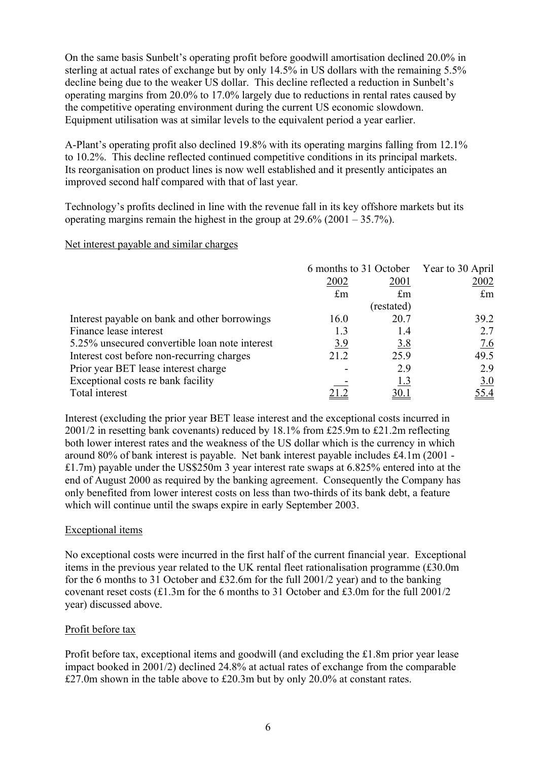On the same basis Sunbelt's operating profit before goodwill amortisation declined 20.0% in sterling at actual rates of exchange but by only 14.5% in US dollars with the remaining 5.5% decline being due to the weaker US dollar. This decline reflected a reduction in Sunbelt's operating margins from 20.0% to 17.0% largely due to reductions in rental rates caused by the competitive operating environment during the current US economic slowdown. Equipment utilisation was at similar levels to the equivalent period a year earlier.

A-Plant's operating profit also declined 19.8% with its operating margins falling from 12.1% to 10.2%. This decline reflected continued competitive conditions in its principal markets. Its reorganisation on product lines is now well established and it presently anticipates an improved second half compared with that of last year.

Technology's profits declined in line with the revenue fall in its key offshore markets but its operating margins remain the highest in the group at 29.6% (2001 – 35.7%).

## Net interest payable and similar charges

| | 6 months to 31 October | | Year to 30 April |
|---|---|---|---|
| | 2002 | 2001 | 2002 |
| | £m | £m | £m |
| | | (restated) | |
| Interest payable on bank and other borrowings | 16.0 | 20.7 | 39.2 |
| Finance lease interest | 1.3 | 1.4 | 2.7 |
| 5.25% unsecured convertible loan note interest | 3.9 | 3.8 | 7.6 |
| Interest cost before non-recurring charges | 21.2 | 25.9 | 49.5 |
| Prior year BET lease interest charge | - | 2.9 | 2.9 |
| Exceptional costs re bank facility | - | 1.3 | 3.0 |
| Total interest | 21.2 | 30.1 | 55.4 |

Interest (excluding the prior year BET lease interest and the exceptional costs incurred in 2001/2 in resetting bank covenants) reduced by 18.1% from £25.9m to £21.2m reflecting both lower interest rates and the weakness of the US dollar which is the currency in which around 80% of bank interest is payable. Net bank interest payable includes £4.1m (2001 - £1.7m) payable under the US$250m 3 year interest rate swaps at 6.825% entered into at the end of August 2000 as required by the banking agreement. Consequently the Company has only benefited from lower interest costs on less than two-thirds of its bank debt, a feature which will continue until the swaps expire in early September 2003.

## Exceptional items

No exceptional costs were incurred in the first half of the current financial year. Exceptional items in the previous year related to the UK rental fleet rationalisation programme (£30.0m for the 6 months to 31 October and £32.6m for the full 2001/2 year) and to the banking covenant reset costs (£1.3m for the 6 months to 31 October and £3.0m for the full 2001/2 year) discussed above.

## Profit before tax

Profit before tax, exceptional items and goodwill (and excluding the £1.8m prior year lease impact booked in 2001/2) declined 24.8% at actual rates of exchange from the comparable £27.0m shown in the table above to £20.3m but by only 20.0% at constant rates.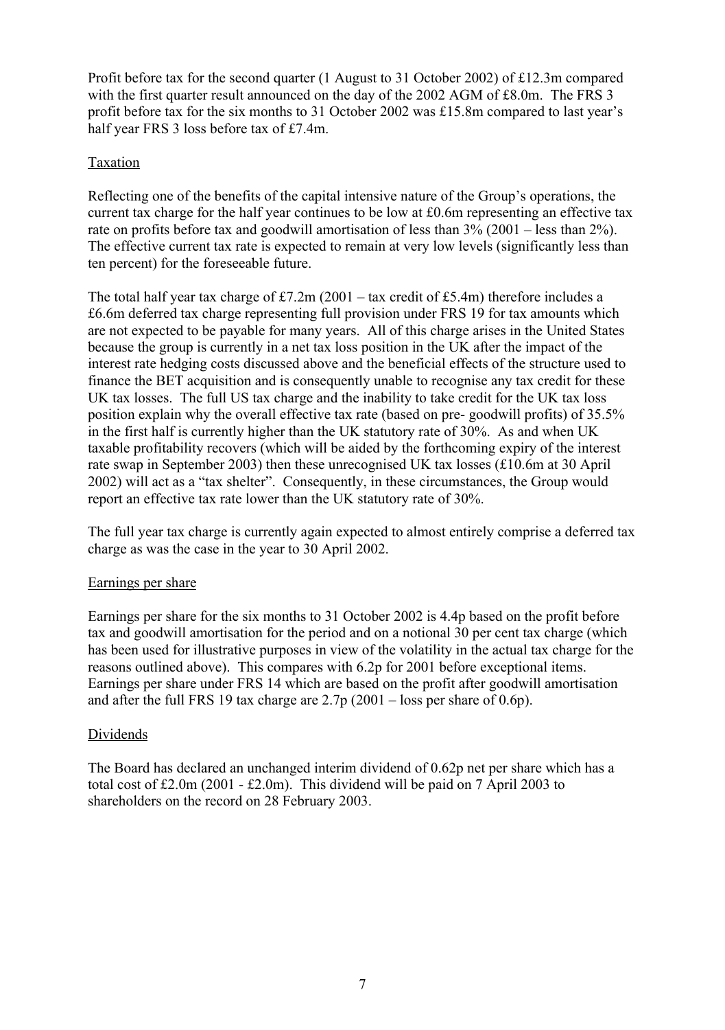Profit before tax for the second quarter (1 August to 31 October 2002) of £12.3m compared with the first quarter result announced on the day of the 2002 AGM of £8.0m. The FRS 3 profit before tax for the six months to 31 October 2002 was £15.8m compared to last year's half year FRS 3 loss before tax of £7.4m.

## Taxation

Reflecting one of the benefits of the capital intensive nature of the Group's operations, the current tax charge for the half year continues to be low at £0.6m representing an effective tax rate on profits before tax and goodwill amortisation of less than 3% (2001 – less than 2%). The effective current tax rate is expected to remain at very low levels (significantly less than ten percent) for the foreseeable future.

The total half year tax charge of £7.2m (2001 – tax credit of £5.4m) therefore includes a £6.6m deferred tax charge representing full provision under FRS 19 for tax amounts which are not expected to be payable for many years. All of this charge arises in the United States because the group is currently in a net tax loss position in the UK after the impact of the interest rate hedging costs discussed above and the beneficial effects of the structure used to finance the BET acquisition and is consequently unable to recognise any tax credit for these UK tax losses. The full US tax charge and the inability to take credit for the UK tax loss position explain why the overall effective tax rate (based on pre- goodwill profits) of 35.5% in the first half is currently higher than the UK statutory rate of 30%. As and when UK taxable profitability recovers (which will be aided by the forthcoming expiry of the interest rate swap in September 2003) then these unrecognised UK tax losses (£10.6m at 30 April 2002) will act as a "tax shelter". Consequently, in these circumstances, the Group would report an effective tax rate lower than the UK statutory rate of 30%.

The full year tax charge is currently again expected to almost entirely comprise a deferred tax charge as was the case in the year to 30 April 2002.

## Earnings per share

Earnings per share for the six months to 31 October 2002 is 4.4p based on the profit before tax and goodwill amortisation for the period and on a notional 30 per cent tax charge (which has been used for illustrative purposes in view of the volatility in the actual tax charge for the reasons outlined above). This compares with 6.2p for 2001 before exceptional items. Earnings per share under FRS 14 which are based on the profit after goodwill amortisation and after the full FRS 19 tax charge are 2.7p (2001 – loss per share of 0.6p).

## Dividends

The Board has declared an unchanged interim dividend of 0.62p net per share which has a total cost of £2.0m (2001 - £2.0m). This dividend will be paid on 7 April 2003 to shareholders on the record on 28 February 2003.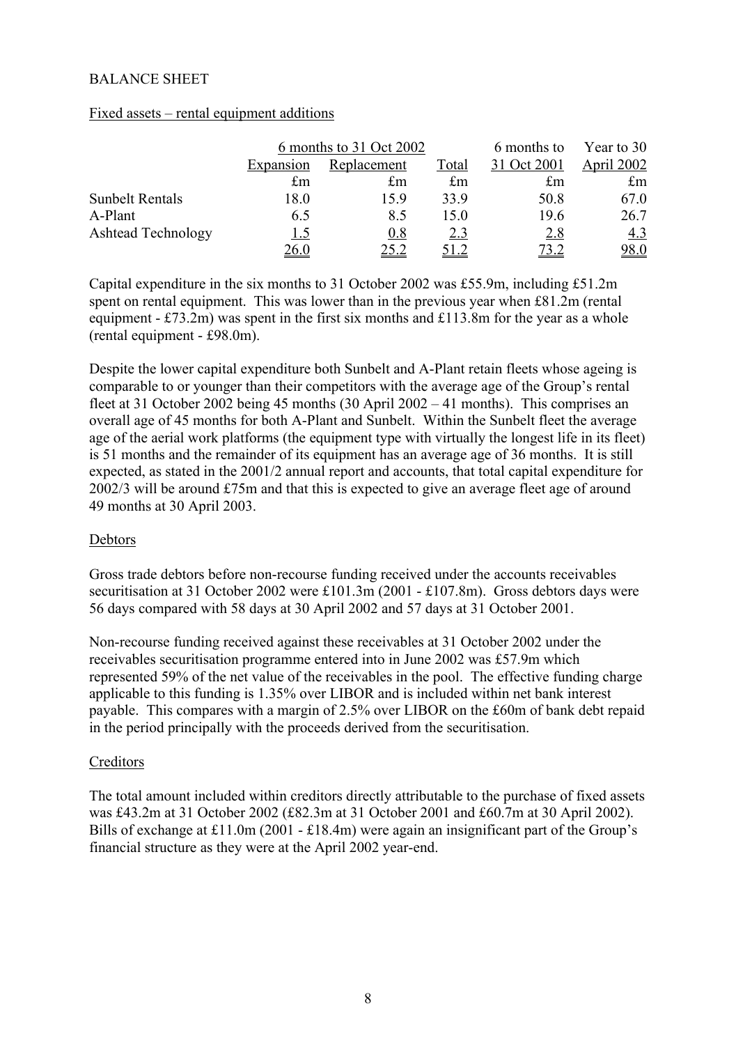## BALANCE SHEET

### Fixed assets – rental equipment additions

| | 6 months to 31 Oct 2002 | | | 6 months to 31 Oct 2001 | Year to 30 April 2002 |
|---|---|---|---|---|---|
| | Expansion | Replacement | Total | | |
| | £m | £m | £m | £m | £m |
| Sunbelt Rentals | 18.0 | 15.9 | 33.9 | 50.8 | 67.0 |
| A-Plant | 6.5 | 8.5 | 15.0 | 19.6 | 26.7 |
| Ashtead Technology | 1.5 | 0.8 | 2.3 | 2.8 | 4.3 |
| | 26.0 | 25.2 | 51.2 | 73.2 | 98.0 |

Capital expenditure in the six months to 31 October 2002 was £55.9m, including £51.2m spent on rental equipment. This was lower than in the previous year when £81.2m (rental equipment - £73.2m) was spent in the first six months and £113.8m for the year as a whole (rental equipment - £98.0m).

Despite the lower capital expenditure both Sunbelt and A-Plant retain fleets whose ageing is comparable to or younger than their competitors with the average age of the Group's rental fleet at 31 October 2002 being 45 months (30 April 2002 – 41 months). This comprises an overall age of 45 months for both A-Plant and Sunbelt. Within the Sunbelt fleet the average age of the aerial work platforms (the equipment type with virtually the longest life in its fleet) is 51 months and the remainder of its equipment has an average age of 36 months. It is still expected, as stated in the 2001/2 annual report and accounts, that total capital expenditure for 2002/3 will be around £75m and that this is expected to give an average fleet age of around 49 months at 30 April 2003.

### Debtors

Gross trade debtors before non-recourse funding received under the accounts receivables securitisation at 31 October 2002 were £101.3m (2001 - £107.8m). Gross debtors days were 56 days compared with 58 days at 30 April 2002 and 57 days at 31 October 2001.

Non-recourse funding received against these receivables at 31 October 2002 under the receivables securitisation programme entered into in June 2002 was £57.9m which represented 59% of the net value of the receivables in the pool. The effective funding charge applicable to this funding is 1.35% over LIBOR and is included within net bank interest payable. This compares with a margin of 2.5% over LIBOR on the £60m of bank debt repaid in the period principally with the proceeds derived from the securitisation.

### Creditors

The total amount included within creditors directly attributable to the purchase of fixed assets was £43.2m at 31 October 2002 (£82.3m at 31 October 2001 and £60.7m at 30 April 2002). Bills of exchange at £11.0m (2001 - £18.4m) were again an insignificant part of the Group's financial structure as they were at the April 2002 year-end.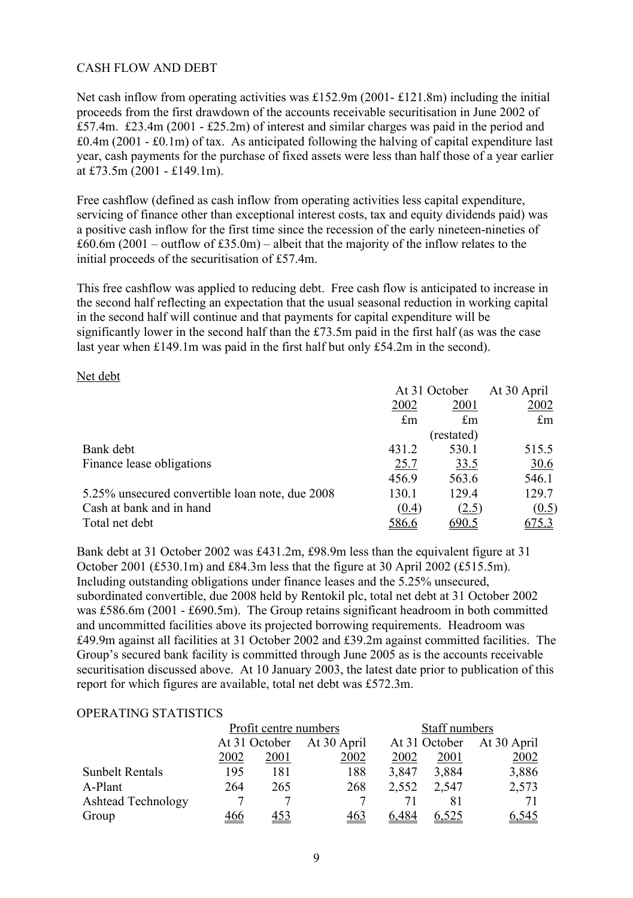## CASH FLOW AND DEBT

Net cash inflow from operating activities was £152.9m (2001- £121.8m) including the initial proceeds from the first drawdown of the accounts receivable securitisation in June 2002 of £57.4m. £23.4m (2001 - £25.2m) of interest and similar charges was paid in the period and £0.4m (2001 - £0.1m) of tax. As anticipated following the halving of capital expenditure last year, cash payments for the purchase of fixed assets were less than half those of a year earlier at £73.5m (2001 - £149.1m).

Free cashflow (defined as cash inflow from operating activities less capital expenditure, servicing of finance other than exceptional interest costs, tax and equity dividends paid) was a positive cash inflow for the first time since the recession of the early nineteen-nineties of £60.6m (2001 – outflow of £35.0m) – albeit that the majority of the inflow relates to the initial proceeds of the securitisation of £57.4m.

This free cashflow was applied to reducing debt. Free cash flow is anticipated to increase in the second half reflecting an expectation that the usual seasonal reduction in working capital in the second half will continue and that payments for capital expenditure will be significantly lower in the second half than the £73.5m paid in the first half (as was the case last year when £149.1m was paid in the first half but only £54.2m in the second).

Net debt

| | At 31 October | | At 30 April |
|---|---|---|---|
| | 2002 | 2001 | 2002 |
| | £m | £m | £m |
| | | (restated) | |
| Bank debt | 431.2 | 530.1 | 515.5 |
| Finance lease obligations | 25.7 | 33.5 | 30.6 |
| | 456.9 | 563.6 | 546.1 |
| 5.25% unsecured convertible loan note, due 2008 | 130.1 | 129.4 | 129.7 |
| Cash at bank and in hand | (0.4) | (2.5) | (0.5) |
| Total net debt | 586.6 | 690.5 | 675.3 |

Bank debt at 31 October 2002 was £431.2m, £98.9m less than the equivalent figure at 31 October 2001 (£530.1m) and £84.3m less that the figure at 30 April 2002 (£515.5m). Including outstanding obligations under finance leases and the 5.25% unsecured, subordinated convertible, due 2008 held by Rentokil plc, total net debt at 31 October 2002 was £586.6m (2001 - £690.5m). The Group retains significant headroom in both committed and uncommitted facilities above its projected borrowing requirements. Headroom was £49.9m against all facilities at 31 October 2002 and £39.2m against committed facilities. The Group's secured bank facility is committed through June 2005 as is the accounts receivable securitisation discussed above. At 10 January 2003, the latest date prior to publication of this report for which figures are available, total net debt was £572.3m.

## OPERATING STATISTICS

| | Profit centre numbers | | | Staff numbers | | |
|---|---|---|---|---|---|---|
| | At 31 October | | At 30 April | At 31 October | | At 30 April |
| | 2002 | 2001 | 2002 | 2002 | 2001 | 2002 |
| Sunbelt Rentals | 195 | 181 | 188 | 3,847 | 3,884 | 3,886 |
| A-Plant | 264 | 265 | 268 | 2,552 | 2,547 | 2,573 |
| Ashtead Technology | 7 | 7 | 7 | 71 | 81 | 71 |
| Group | 466 | 453 | 463 | 6,484 | 6,525 | 6,545 |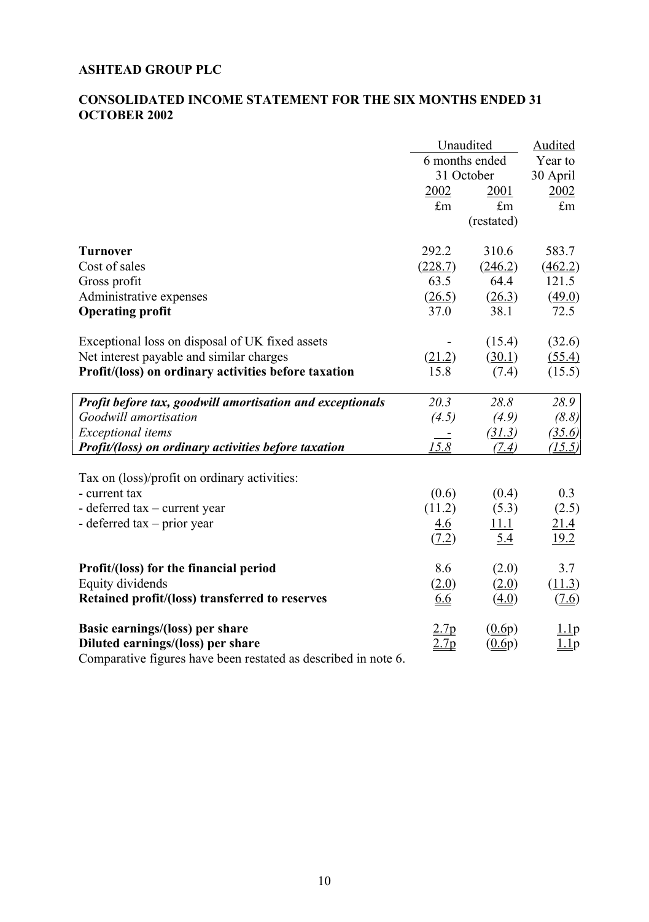**ASHTEAD GROUP PLC**

**CONSOLIDATED INCOME STATEMENT FOR THE SIX MONTHS ENDED 31 OCTOBER 2002**

| | Unaudited | | Audited |
|---|---|---|---|
| | 6 months ended 31 October | | Year to 30 April |
| | 2002 | 2001 | 2002 |
| | £m | £m (restated) | £m |
| **Turnover** | 292.2 | 310.6 | 583.7 |
| Cost of sales | (228.7) | (246.2) | (462.2) |
| Gross profit | 63.5 | 64.4 | 121.5 |
| Administrative expenses | (26.5) | (26.3) | (49.0) |
| **Operating profit** | 37.0 | 38.1 | 72.5 |
| Exceptional loss on disposal of UK fixed assets | - | (15.4) | (32.6) |
| Net interest payable and similar charges | (21.2) | (30.1) | (55.4) |
| **Profit/(loss) on ordinary activities before taxation** | 15.8 | (7.4) | (15.5) |
| ***Profit before tax, goodwill amortisation and exceptionals*** | *20.3* | *28.8* | *28.9* |
| *Goodwill amortisation* | *(4.5)* | *(4.9)* | *(8.8)* |
| *Exceptional items* | *-* | *(31.3)* | *(35.6)* |
| ***Profit/(loss) on ordinary activities before taxation*** | *15.8* | *(7.4)* | *(15.5)* |
| Tax on (loss)/profit on ordinary activities: | | | |
| - current tax | (0.6) | (0.4) | 0.3 |
| - deferred tax – current year | (11.2) | (5.3) | (2.5) |
| - deferred tax – prior year | 4.6 | 11.1 | 21.4 |
| | (7.2) | 5.4 | 19.2 |
| **Profit/(loss) for the financial period** | 8.6 | (2.0) | 3.7 |
| Equity dividends | (2.0) | (2.0) | (11.3) |
| **Retained profit/(loss) transferred to reserves** | 6.6 | (4.0) | (7.6) |
| **Basic earnings/(loss) per share** | 2.7p | (0.6p) | 1.1p |
| **Diluted earnings/(loss) per share** | 2.7p | (0.6p) | 1.1p |

Comparative figures have been restated as described in note 6.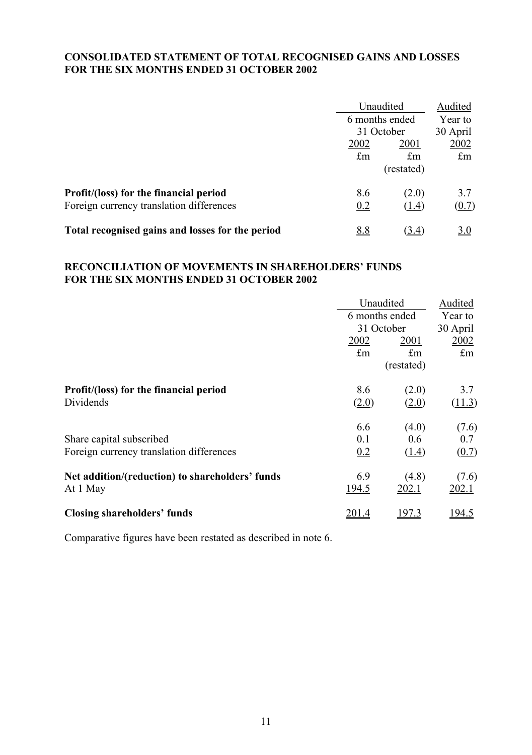**CONSOLIDATED STATEMENT OF TOTAL RECOGNISED GAINS AND LOSSES FOR THE SIX MONTHS ENDED 31 OCTOBER 2002**

| | Unaudited | | Audited |
|---|---|---|---|
| | 6 months ended 31 October | | Year to 30 April |
| | 2002 | 2001 | 2002 |
| | £m | £m (restated) | £m |
| **Profit/(loss) for the financial period** | 8.6 | (2.0) | 3.7 |
| Foreign currency translation differences | 0.2 | (1.4) | (0.7) |
| **Total recognised gains and losses for the period** | 8.8 | (3.4) | 3.0 |

**RECONCILIATION OF MOVEMENTS IN SHAREHOLDERS' FUNDS FOR THE SIX MONTHS ENDED 31 OCTOBER 2002**

| | Unaudited | | Audited |
|---|---|---|---|
| | 6 months ended 31 October | | Year to 30 April |
| | 2002 | 2001 | 2002 |
| | £m | £m (restated) | £m |
| **Profit/(loss) for the financial period** | 8.6 | (2.0) | 3.7 |
| Dividends | (2.0) | (2.0) | (11.3) |
| | 6.6 | (4.0) | (7.6) |
| Share capital subscribed | 0.1 | 0.6 | 0.7 |
| Foreign currency translation differences | 0.2 | (1.4) | (0.7) |
| **Net addition/(reduction) to shareholders' funds** | 6.9 | (4.8) | (7.6) |
| At 1 May | 194.5 | 202.1 | 202.1 |
| **Closing shareholders' funds** | 201.4 | 197.3 | 194.5 |

Comparative figures have been restated as described in note 6.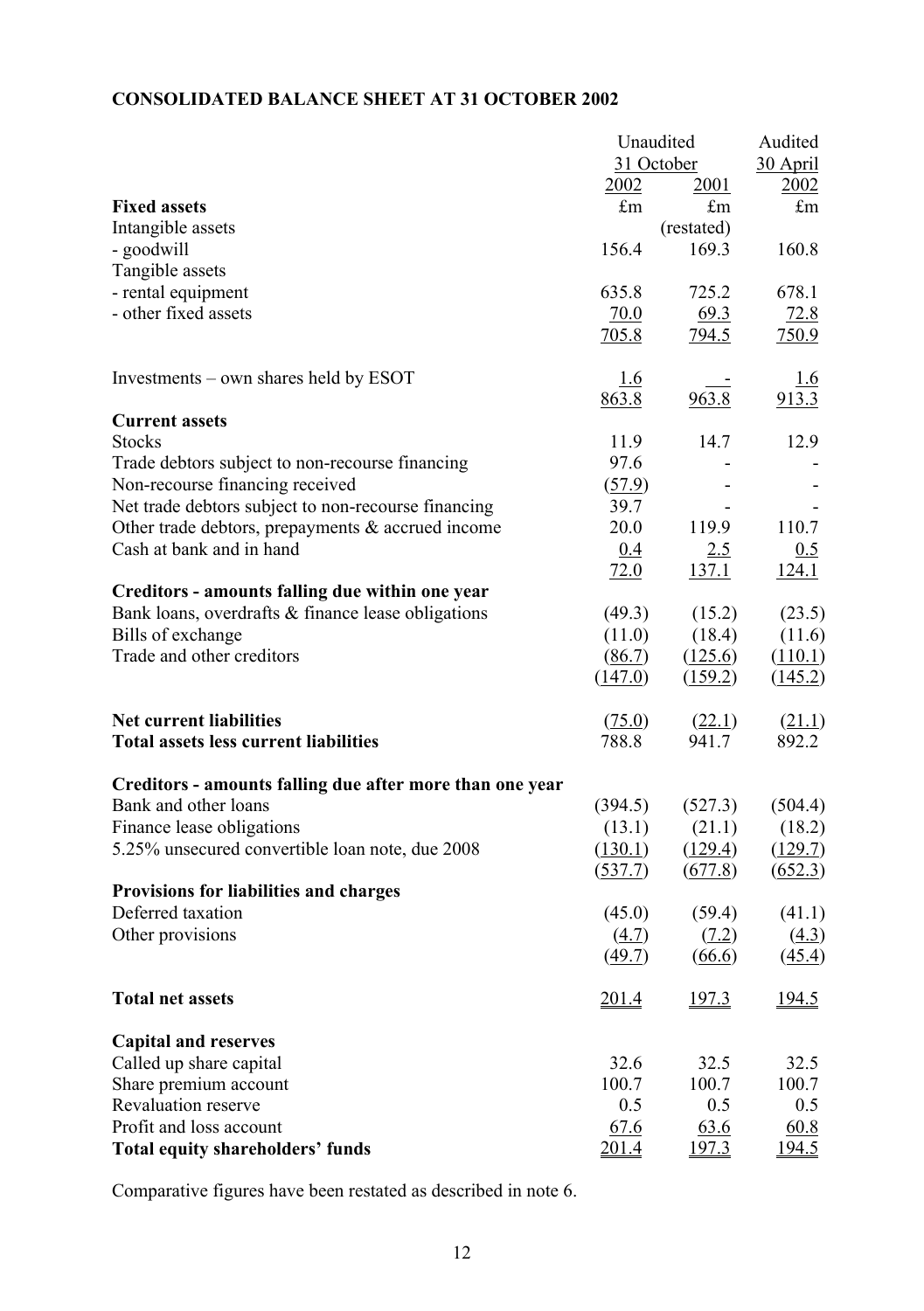## CONSOLIDATED BALANCE SHEET AT 31 OCTOBER 2002

| | Unaudited 31 October 2002 | Unaudited 31 October 2001 | Audited 30 April 2002 |
|---|---|---|---|
| **Fixed assets** | £m | £m | £m |
| Intangible assets | | (restated) | |
| - goodwill | 156.4 | 169.3 | 160.8 |
| Tangible assets | | | |
| - rental equipment | 635.8 | 725.2 | 678.1 |
| - other fixed assets | 70.0 | 69.3 | 72.8 |
| | 705.8 | 794.5 | 750.9 |
| Investments – own shares held by ESOT | 1.6 | - | 1.6 |
| | 863.8 | 963.8 | 913.3 |
| **Current assets** | | | |
| Stocks | 11.9 | 14.7 | 12.9 |
| Trade debtors subject to non-recourse financing | 97.6 | - | - |
| Non-recourse financing received | (57.9) | - | - |
| Net trade debtors subject to non-recourse financing | 39.7 | - | - |
| Other trade debtors, prepayments & accrued income | 20.0 | 119.9 | 110.7 |
| Cash at bank and in hand | 0.4 | 2.5 | 0.5 |
| | 72.0 | 137.1 | 124.1 |
| **Creditors - amounts falling due within one year** | | | |
| Bank loans, overdrafts & finance lease obligations | (49.3) | (15.2) | (23.5) |
| Bills of exchange | (11.0) | (18.4) | (11.6) |
| Trade and other creditors | (86.7) | (125.6) | (110.1) |
| | (147.0) | (159.2) | (145.2) |
| **Net current liabilities** | (75.0) | (22.1) | (21.1) |
| **Total assets less current liabilities** | 788.8 | 941.7 | 892.2 |
| **Creditors - amounts falling due after more than one year** | | | |
| Bank and other loans | (394.5) | (527.3) | (504.4) |
| Finance lease obligations | (13.1) | (21.1) | (18.2) |
| 5.25% unsecured convertible loan note, due 2008 | (130.1) | (129.4) | (129.7) |
| | (537.7) | (677.8) | (652.3) |
| **Provisions for liabilities and charges** | | | |
| Deferred taxation | (45.0) | (59.4) | (41.1) |
| Other provisions | (4.7) | (7.2) | (4.3) |
| | (49.7) | (66.6) | (45.4) |
| **Total net assets** | 201.4 | 197.3 | 194.5 |
| **Capital and reserves** | | | |
| Called up share capital | 32.6 | 32.5 | 32.5 |
| Share premium account | 100.7 | 100.7 | 100.7 |
| Revaluation reserve | 0.5 | 0.5 | 0.5 |
| Profit and loss account | 67.6 | 63.6 | 60.8 |
| **Total equity shareholders' funds** | 201.4 | 197.3 | 194.5 |

Comparative figures have been restated as described in note 6.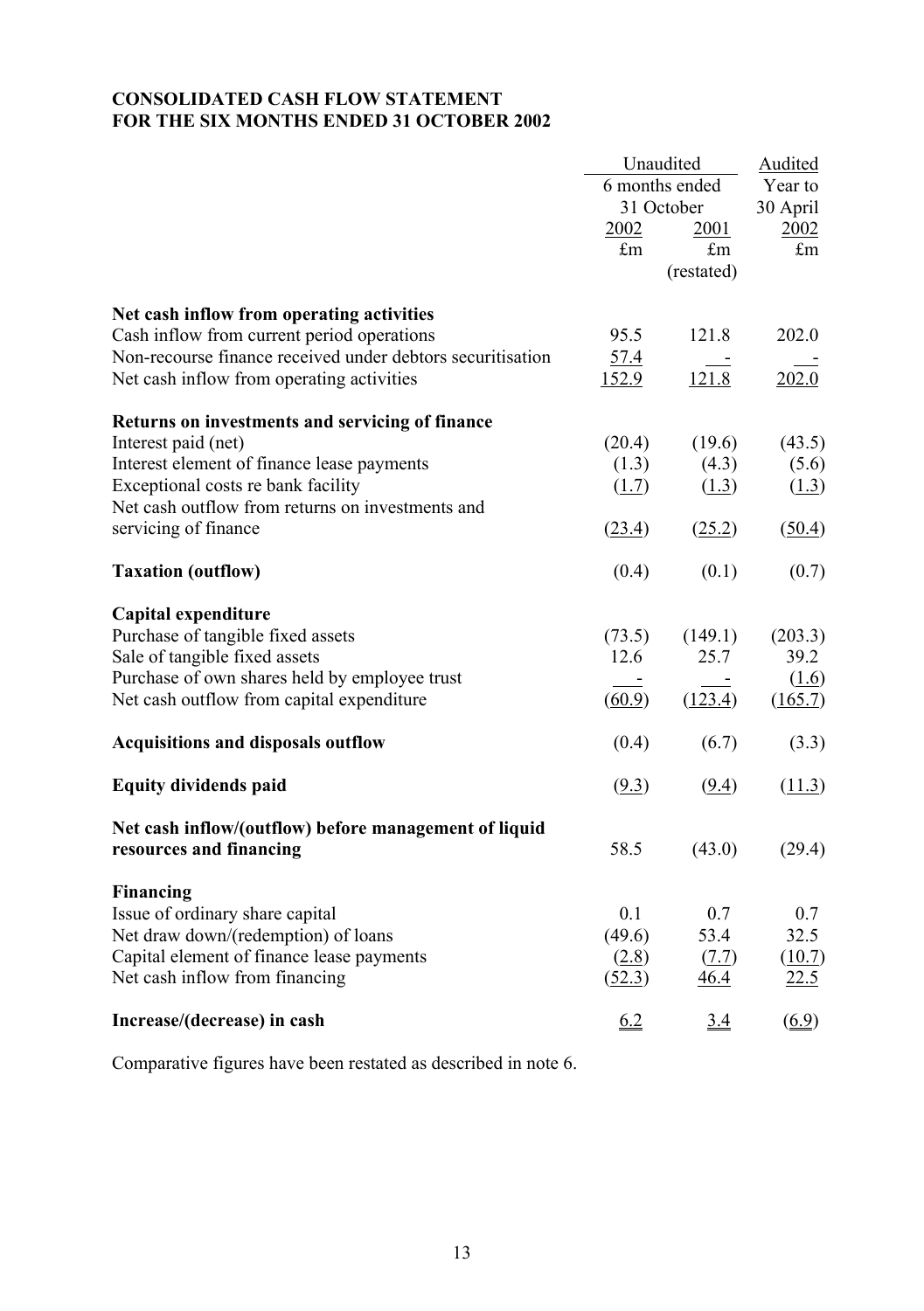**CONSOLIDATED CASH FLOW STATEMENT**
**FOR THE SIX MONTHS ENDED 31 OCTOBER 2002**

| | Unaudited | | Audited |
|---|---|---|---|
| | 6 months ended 31 October | | Year to 30 April |
| | 2002 | 2001 | 2002 |
| | £m | £m (restated) | £m |
| **Net cash inflow from operating activities** | | | |
| Cash inflow from current period operations | 95.5 | 121.8 | 202.0 |
| Non-recourse finance received under debtors securitisation | 57.4 | - | - |
| Net cash inflow from operating activities | 152.9 | 121.8 | 202.0 |
| **Returns on investments and servicing of finance** | | | |
| Interest paid (net) | (20.4) | (19.6) | (43.5) |
| Interest element of finance lease payments | (1.3) | (4.3) | (5.6) |
| Exceptional costs re bank facility | (1.7) | (1.3) | (1.3) |
| Net cash outflow from returns on investments and servicing of finance | (23.4) | (25.2) | (50.4) |
| **Taxation (outflow)** | (0.4) | (0.1) | (0.7) |
| **Capital expenditure** | | | |
| Purchase of tangible fixed assets | (73.5) | (149.1) | (203.3) |
| Sale of tangible fixed assets | 12.6 | 25.7 | 39.2 |
| Purchase of own shares held by employee trust | - | - | (1.6) |
| Net cash outflow from capital expenditure | (60.9) | (123.4) | (165.7) |
| **Acquisitions and disposals outflow** | (0.4) | (6.7) | (3.3) |
| **Equity dividends paid** | (9.3) | (9.4) | (11.3) |
| **Net cash inflow/(outflow) before management of liquid resources and financing** | 58.5 | (43.0) | (29.4) |
| **Financing** | | | |
| Issue of ordinary share capital | 0.1 | 0.7 | 0.7 |
| Net draw down/(redemption) of loans | (49.6) | 53.4 | 32.5 |
| Capital element of finance lease payments | (2.8) | (7.7) | (10.7) |
| Net cash inflow from financing | (52.3) | 46.4 | 22.5 |
| **Increase/(decrease) in cash** | 6.2 | 3.4 | (6.9) |

Comparative figures have been restated as described in note 6.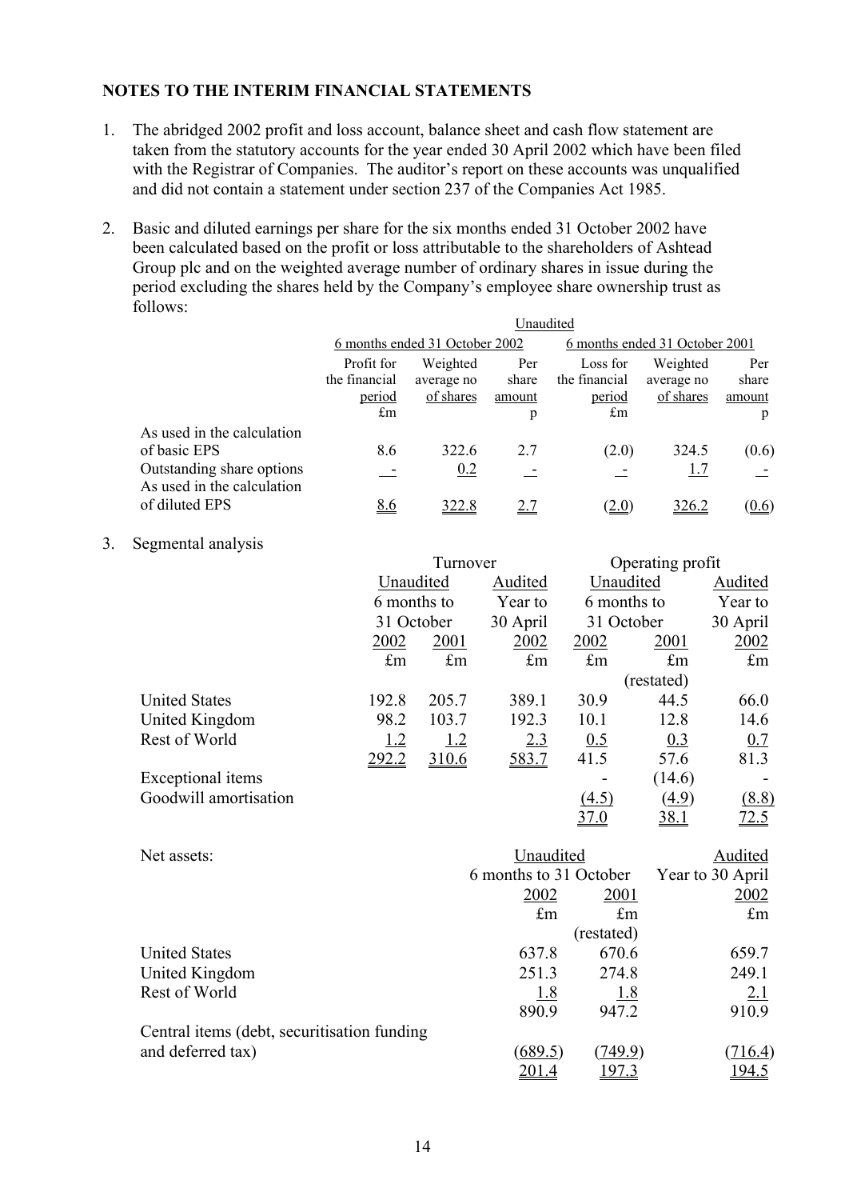## NOTES TO THE INTERIM FINANCIAL STATEMENTS

1. The abridged 2002 profit and loss account, balance sheet and cash flow statement are taken from the statutory accounts for the year ended 30 April 2002 which have been filed with the Registrar of Companies. The auditor's report on these accounts was unqualified and did not contain a statement under section 237 of the Companies Act 1985.

2. Basic and diluted earnings per share for the six months ended 31 October 2002 have been calculated based on the profit or loss attributable to the shareholders of Ashtead Group plc and on the weighted average number of ordinary shares in issue during the period excluding the shares held by the Company's employee share ownership trust as follows:

| | Unaudited | | | | | |
|---|---|---|---|---|---|---|
| | 6 months ended 31 October 2002 | | | 6 months ended 31 October 2001 | | |
| | Profit for the financial period | Weighted average no of shares | Per share amount | Loss for the financial period | Weighted average no of shares | Per share amount |
| | £m | | p | £m | | p |
| As used in the calculation of basic EPS | 8.6 | 322.6 | 2.7 | (2.0) | 324.5 | (0.6) |
| Outstanding share options | - | 0.2 | - | - | 1.7 | - |
| As used in the calculation of diluted EPS | 8.6 | 322.8 | 2.7 | (2.0) | 326.2 | (0.6) |

3. Segmental analysis

| | Turnover | | | Operating profit | | |
|---|---|---|---|---|---|---|
| | Unaudited | | Audited | Unaudited | | Audited |
| | 6 months to 31 October | | Year to 30 April | 6 months to 31 October | | Year to 30 April |
| | 2002 | 2001 | 2002 | 2002 | 2001 | 2002 |
| | £m | £m | £m | £m | £m | £m |
| | | | | | (restated) | |
| United States | 192.8 | 205.7 | 389.1 | 30.9 | 44.5 | 66.0 |
| United Kingdom | 98.2 | 103.7 | 192.3 | 10.1 | 12.8 | 14.6 |
| Rest of World | 1.2 | 1.2 | 2.3 | 0.5 | 0.3 | 0.7 |
| | 292.2 | 310.6 | 583.7 | 41.5 | 57.6 | 81.3 |
| Exceptional items | | | | - | (14.6) | - |
| Goodwill amortisation | | | | (4.5) | (4.9) | (8.8) |
| | | | | 37.0 | 38.1 | 72.5 |

| Net assets: | Unaudited | | Audited |
|---|---|---|---|
| | 6 months to 31 October | | Year to 30 April |
| | 2002 | 2001 | 2002 |
| | £m | £m | £m |
| | | (restated) | |
| United States | 637.8 | 670.6 | 659.7 |
| United Kingdom | 251.3 | 274.8 | 249.1 |
| Rest of World | 1.8 | 1.8 | 2.1 |
| | 890.9 | 947.2 | 910.9 |
| Central items (debt, securitisation funding and deferred tax) | (689.5) | (749.9) | (716.4) |
| | 201.4 | 197.3 | 194.5 |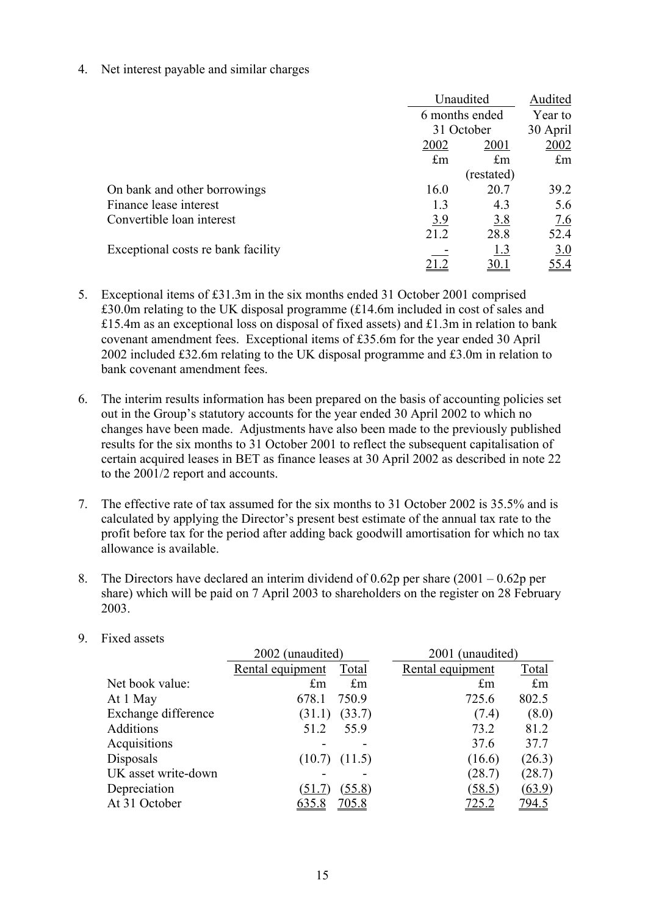4. Net interest payable and similar charges

| | Unaudited | | Audited |
|---|---|---|---|
| | 6 months ended 31 October | | Year to 30 April |
| | 2002 | 2001 | 2002 |
| | £m | £m (restated) | £m |
| On bank and other borrowings | 16.0 | 20.7 | 39.2 |
| Finance lease interest | 1.3 | 4.3 | 5.6 |
| Convertible loan interest | 3.9 | 3.8 | 7.6 |
| | 21.2 | 28.8 | 52.4 |
| Exceptional costs re bank facility | - | 1.3 | 3.0 |
| | 21.2 | 30.1 | 55.4 |

5. Exceptional items of £31.3m in the six months ended 31 October 2001 comprised £30.0m relating to the UK disposal programme (£14.6m included in cost of sales and £15.4m as an exceptional loss on disposal of fixed assets) and £1.3m in relation to bank covenant amendment fees. Exceptional items of £35.6m for the year ended 30 April 2002 included £32.6m relating to the UK disposal programme and £3.0m in relation to bank covenant amendment fees.

6. The interim results information has been prepared on the basis of accounting policies set out in the Group's statutory accounts for the year ended 30 April 2002 to which no changes have been made. Adjustments have also been made to the previously published results for the six months to 31 October 2001 to reflect the subsequent capitalisation of certain acquired leases in BET as finance leases at 30 April 2002 as described in note 22 to the 2001/2 report and accounts.

7. The effective rate of tax assumed for the six months to 31 October 2002 is 35.5% and is calculated by applying the Director's present best estimate of the annual tax rate to the profit before tax for the period after adding back goodwill amortisation for which no tax allowance is available.

8. The Directors have declared an interim dividend of 0.62p per share (2001 – 0.62p per share) which will be paid on 7 April 2003 to shareholders on the register on 28 February 2003.

9. Fixed assets

| | 2002 (unaudited) | | 2001 (unaudited) | |
|---|---|---|---|---|
| | Rental equipment | Total | Rental equipment | Total |
| Net book value: | £m | £m | £m | £m |
| At 1 May | 678.1 | 750.9 | 725.6 | 802.5 |
| Exchange difference | (31.1) | (33.7) | (7.4) | (8.0) |
| Additions | 51.2 | 55.9 | 73.2 | 81.2 |
| Acquisitions | - | - | 37.6 | 37.7 |
| Disposals | (10.7) | (11.5) | (16.6) | (26.3) |
| UK asset write-down | - | - | (28.7) | (28.7) |
| Depreciation | (51.7) | (55.8) | (58.5) | (63.9) |
| At 31 October | 635.8 | 705.8 | 725.2 | 794.5 |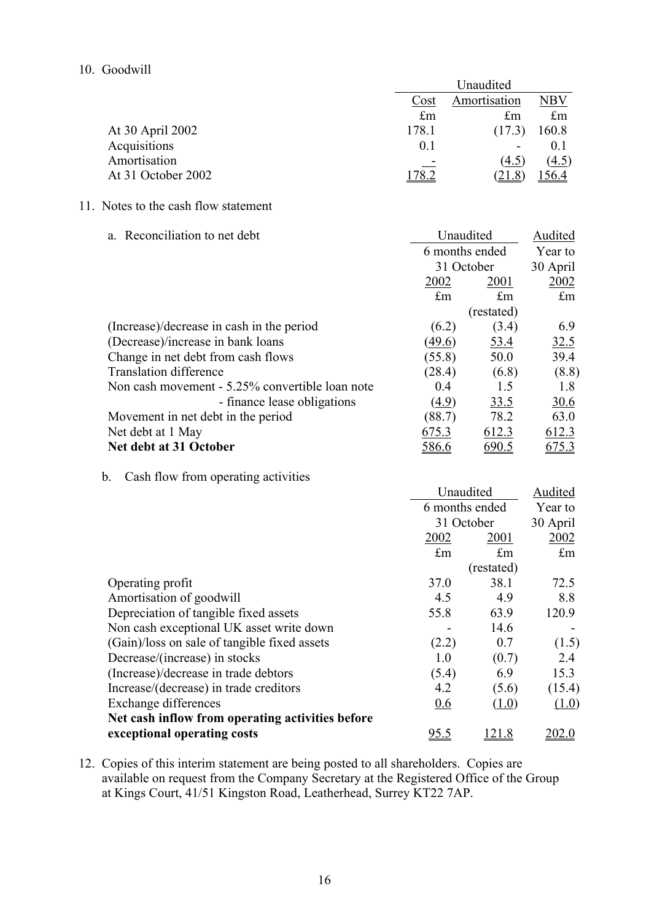10. Goodwill

| | Unaudited | | |
|---|---|---|---|
| | Cost | Amortisation | NBV |
| | £m | £m | £m |
| At 30 April 2002 | 178.1 | (17.3) | 160.8 |
| Acquisitions | 0.1 | - | 0.1 |
| Amortisation | - | (4.5) | (4.5) |
| At 31 October 2002 | 178.2 | (21.8) | 156.4 |

11. Notes to the cash flow statement

a. Reconciliation to net debt

| | Unaudited | | Audited |
|---|---|---|---|
| | 6 months ended 31 October | | Year to 30 April |
| | 2002 | 2001 | 2002 |
| | £m | £m (restated) | £m |
| (Increase)/decrease in cash in the period | (6.2) | (3.4) | 6.9 |
| (Decrease)/increase in bank loans | (49.6) | 53.4 | 32.5 |
| Change in net debt from cash flows | (55.8) | 50.0 | 39.4 |
| Translation difference | (28.4) | (6.8) | (8.8) |
| Non cash movement - 5.25% convertible loan note | 0.4 | 1.5 | 1.8 |
| - finance lease obligations | (4.9) | 33.5 | 30.6 |
| Movement in net debt in the period | (88.7) | 78.2 | 63.0 |
| Net debt at 1 May | 675.3 | 612.3 | 612.3 |
| **Net debt at 31 October** | 586.6 | 690.5 | 675.3 |

b. Cash flow from operating activities

| | Unaudited | | Audited |
|---|---|---|---|
| | 6 months ended 31 October | | Year to 30 April |
| | 2002 | 2001 | 2002 |
| | £m | £m (restated) | £m |
| Operating profit | 37.0 | 38.1 | 72.5 |
| Amortisation of goodwill | 4.5 | 4.9 | 8.8 |
| Depreciation of tangible fixed assets | 55.8 | 63.9 | 120.9 |
| Non cash exceptional UK asset write down | - | 14.6 | - |
| (Gain)/loss on sale of tangible fixed assets | (2.2) | 0.7 | (1.5) |
| Decrease/(increase) in stocks | 1.0 | (0.7) | 2.4 |
| (Increase)/decrease in trade debtors | (5.4) | 6.9 | 15.3 |
| Increase/(decrease) in trade creditors | 4.2 | (5.6) | (15.4) |
| Exchange differences | 0.6 | (1.0) | (1.0) |
| **Net cash inflow from operating activities before exceptional operating costs** | 95.5 | 121.8 | 202.0 |

12. Copies of this interim statement are being posted to all shareholders. Copies are available on request from the Company Secretary at the Registered Office of the Group at Kings Court, 41/51 Kingston Road, Leatherhead, Surrey KT22 7AP.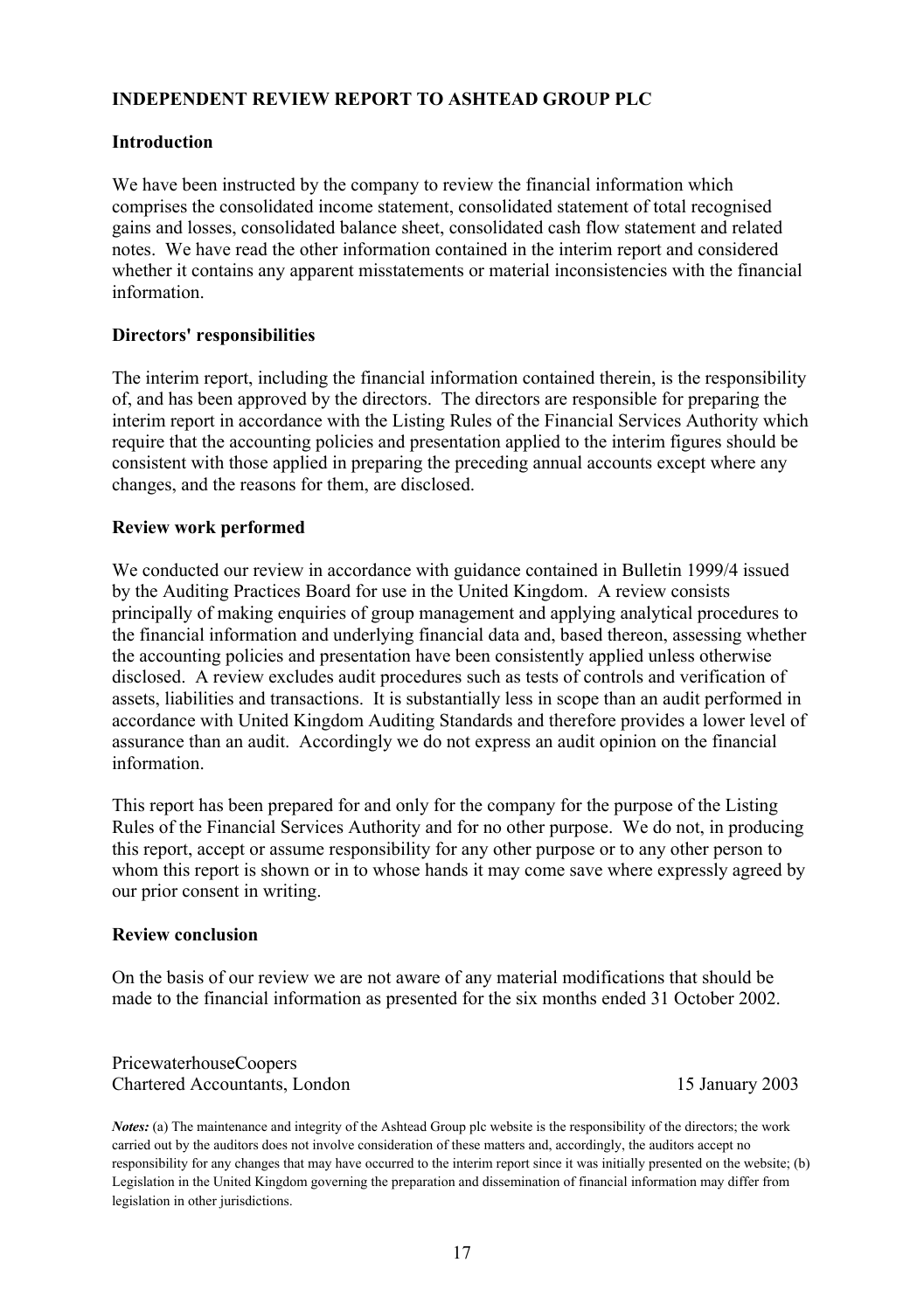## INDEPENDENT REVIEW REPORT TO ASHTEAD GROUP PLC

### Introduction

We have been instructed by the company to review the financial information which comprises the consolidated income statement, consolidated statement of total recognised gains and losses, consolidated balance sheet, consolidated cash flow statement and related notes. We have read the other information contained in the interim report and considered whether it contains any apparent misstatements or material inconsistencies with the financial information.

### Directors' responsibilities

The interim report, including the financial information contained therein, is the responsibility of, and has been approved by the directors. The directors are responsible for preparing the interim report in accordance with the Listing Rules of the Financial Services Authority which require that the accounting policies and presentation applied to the interim figures should be consistent with those applied in preparing the preceding annual accounts except where any changes, and the reasons for them, are disclosed.

### Review work performed

We conducted our review in accordance with guidance contained in Bulletin 1999/4 issued by the Auditing Practices Board for use in the United Kingdom. A review consists principally of making enquiries of group management and applying analytical procedures to the financial information and underlying financial data and, based thereon, assessing whether the accounting policies and presentation have been consistently applied unless otherwise disclosed. A review excludes audit procedures such as tests of controls and verification of assets, liabilities and transactions. It is substantially less in scope than an audit performed in accordance with United Kingdom Auditing Standards and therefore provides a lower level of assurance than an audit. Accordingly we do not express an audit opinion on the financial information.

This report has been prepared for and only for the company for the purpose of the Listing Rules of the Financial Services Authority and for no other purpose. We do not, in producing this report, accept or assume responsibility for any other purpose or to any other person to whom this report is shown or in to whose hands it may come save where expressly agreed by our prior consent in writing.

### Review conclusion

On the basis of our review we are not aware of any material modifications that should be made to the financial information as presented for the six months ended 31 October 2002.

PricewaterhouseCoopers
Chartered Accountants, London

15 January 2003

***Notes:*** (a) The maintenance and integrity of the Ashtead Group plc website is the responsibility of the directors; the work carried out by the auditors does not involve consideration of these matters and, accordingly, the auditors accept no responsibility for any changes that may have occurred to the interim report since it was initially presented on the website; (b) Legislation in the United Kingdom governing the preparation and dissemination of financial information may differ from legislation in other jurisdictions.